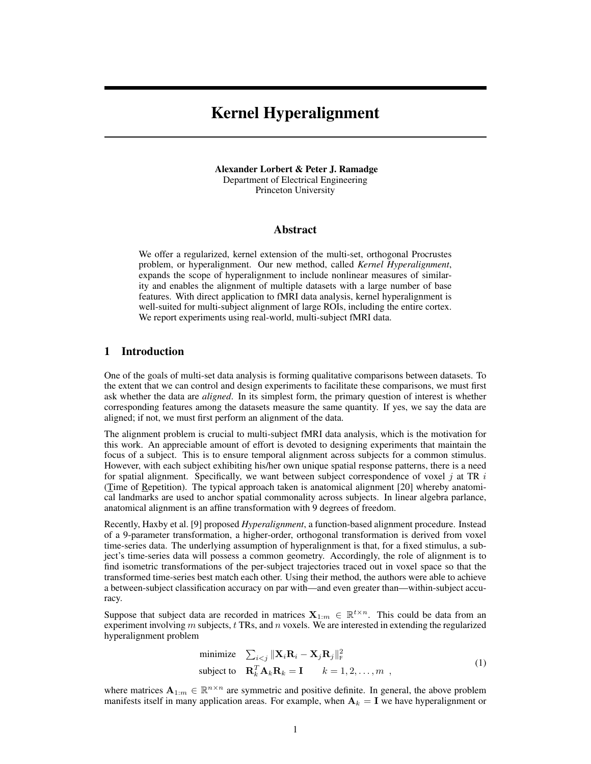# Kernel Hyperalignment

**Alexander Lorbert & Peter J. Ramadge**
Department of Electrical Engineering
Princeton University

## Abstract

We offer a regularized, kernel extension of the multi-set, orthogonal Procrustes problem, or hyperalignment. Our new method, called *Kernel Hyperalignment*, expands the scope of hyperalignment to include nonlinear measures of similarity and enables the alignment of multiple datasets with a large number of base features. With direct application to fMRI data analysis, kernel hyperalignment is well-suited for multi-subject alignment of large ROIs, including the entire cortex. We report experiments using real-world, multi-subject fMRI data.

## 1 Introduction

One of the goals of multi-set data analysis is forming qualitative comparisons between datasets. To the extent that we can control and design experiments to facilitate these comparisons, we must first ask whether the data are *aligned*. In its simplest form, the primary question of interest is whether corresponding features among the datasets measure the same quantity. If yes, we say the data are aligned; if not, we must first perform an alignment of the data.

The alignment problem is crucial to multi-subject fMRI data analysis, which is the motivation for this work. An appreciable amount of effort is devoted to designing experiments that maintain the focus of a subject. This is to ensure temporal alignment across subjects for a common stimulus. However, with each subject exhibiting his/her own unique spatial response patterns, there is a need for spatial alignment. Specifically, we want between subject correspondence of voxel $j$ at TR $i$ (Time of Repetition). The typical approach taken is anatomical alignment [20] whereby anatomical landmarks are used to anchor spatial commonality across subjects. In linear algebra parlance, anatomical alignment is an affine transformation with 9 degrees of freedom.

Recently, Haxby et al. [9] proposed *Hyperalignment*, a function-based alignment procedure. Instead of a 9-parameter transformation, a higher-order, orthogonal transformation is derived from voxel time-series data. The underlying assumption of hyperalignment is that, for a fixed stimulus, a subject's time-series data will possess a common geometry. Accordingly, the role of alignment is to find isometric transformations of the per-subject trajectories traced out in voxel space so that the transformed time-series best match each other. Using their method, the authors were able to achieve a between-subject classification accuracy on par with—and even greater than—within-subject accuracy.

Suppose that subject data are recorded in matrices $\mathbf{X}_{1:m} \in \mathbb{R}^{t \times n}$. This could be data from an experiment involving $m$ subjects, $t$ TRs, and $n$ voxels. We are interested in extending the regularized hyperalignment problem

$$
\begin{array}{ll}
\text{minimize} & \sum_{i<j} \|\mathbf{X}_i \mathbf{R}_i - \mathbf{X}_j \mathbf{R}_j\|_{\mathrm{F}}^2 \\
\text{subject to} & \mathbf{R}_k^T \mathbf{A}_k \mathbf{R}_k = \mathbf{I} \qquad k = 1, 2, \ldots, m \ ,
\end{array}
\tag{1}
$$

where matrices $\mathbf{A}_{1:m} \in \mathbb{R}^{n \times n}$ are symmetric and positive definite. In general, the above problem manifests itself in many application areas. For example, when $\mathbf{A}_k = \mathbf{I}$ we have hyperalignment or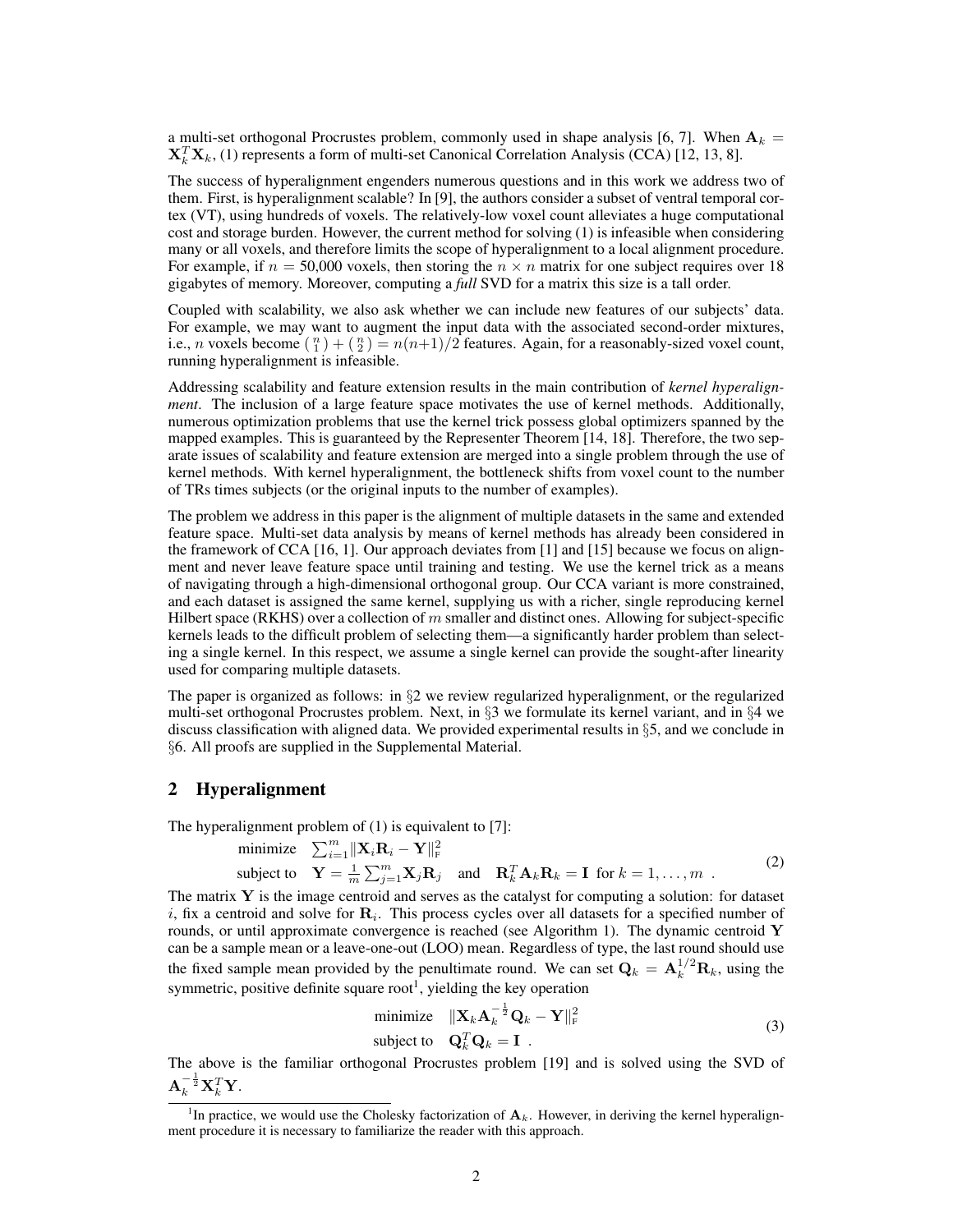a multi-set orthogonal Procrustes problem, commonly used in shape analysis [6, 7]. When $\mathbf{A}_k = \mathbf{X}_k^T\mathbf{X}_k$, (1) represents a form of multi-set Canonical Correlation Analysis (CCA) [12, 13, 8].

The success of hyperalignment engenders numerous questions and in this work we address two of them. First, is hyperalignment scalable? In [9], the authors consider a subset of ventral temporal cortex (VT), using hundreds of voxels. The relatively-low voxel count alleviates a huge computational cost and storage burden. However, the current method for solving (1) is infeasible when considering many or all voxels, and therefore limits the scope of hyperalignment to a local alignment procedure. For example, if $n =$ 50,000 voxels, then storing the $n \times n$ matrix for one subject requires over 18 gigabytes of memory. Moreover, computing a ***full*** SVD for a matrix this size is a tall order.

Coupled with scalability, we also ask whether we can include new features of our subjects' data. For example, we may want to augment the input data with the associated second-order mixtures, i.e., $n$ voxels become $\binom{n}{1} + \binom{n}{2} = n(n+1)/2$ features. Again, for a reasonably-sized voxel count, running hyperalignment is infeasible.

Addressing scalability and feature extension results in the main contribution of *kernel hyperalignment*. The inclusion of a large feature space motivates the use of kernel methods. Additionally, numerous optimization problems that use the kernel trick possess global optimizers spanned by the mapped examples. This is guaranteed by the Representer Theorem [14, 18]. Therefore, the two separate issues of scalability and feature extension are merged into a single problem through the use of kernel methods. With kernel hyperalignment, the bottleneck shifts from voxel count to the number of TRs times subjects (or the original inputs to the number of examples).

The problem we address in this paper is the alignment of multiple datasets in the same and extended feature space. Multi-set data analysis by means of kernel methods has already been considered in the framework of CCA [16, 1]. Our approach deviates from [1] and [15] because we focus on alignment and never leave feature space until training and testing. We use the kernel trick as a means of navigating through a high-dimensional orthogonal group. Our CCA variant is more constrained, and each dataset is assigned the same kernel, supplying us with a richer, single reproducing kernel Hilbert space (RKHS) over a collection of $m$ smaller and distinct ones. Allowing for subject-specific kernels leads to the difficult problem of selecting them—a significantly harder problem than selecting a single kernel. In this respect, we assume a single kernel can provide the sought-after linearity used for comparing multiple datasets.

The paper is organized as follows: in §2 we review regularized hyperalignment, or the regularized multi-set orthogonal Procrustes problem. Next, in §3 we formulate its kernel variant, and in §4 we discuss classification with aligned data. We provided experimental results in §5, and we conclude in §6. All proofs are supplied in the Supplemental Material.

## 2 Hyperalignment

The hyperalignment problem of (1) is equivalent to [7]:

$$\begin{aligned} &\text{minimize} \quad \sum_{i=1}^m \|\mathbf{X}_i\mathbf{R}_i - \mathbf{Y}\|_F^2 \\ &\text{subject to} \quad \mathbf{Y} = \frac{1}{m}\sum_{j=1}^m \mathbf{X}_j\mathbf{R}_j \quad \text{and} \quad \mathbf{R}_k^T\mathbf{A}_k\mathbf{R}_k = \mathbf{I} \ \text{ for } k = 1, \ldots, m \ . \end{aligned} \tag{2}$$

The matrix $\mathbf{Y}$ is the image centroid and serves as the catalyst for computing a solution: for dataset $i$, fix a centroid and solve for $\mathbf{R}_i$. This process cycles over all datasets for a specified number of rounds, or until approximate convergence is reached (see Algorithm 1). The dynamic centroid $\mathbf{Y}$ can be a sample mean or a leave-one-out (LOO) mean. Regardless of type, the last round should use the fixed sample mean provided by the penultimate round. We can set $\mathbf{Q}_k = \mathbf{A}_k^{1/2}\mathbf{R}_k$, using the symmetric, positive definite square root[1], yielding the key operation

$$\begin{aligned} &\text{minimize} \quad \|\mathbf{X}_k\mathbf{A}_k^{-\frac{1}{2}}\mathbf{Q}_k - \mathbf{Y}\|_F^2 \\ &\text{subject to} \quad \mathbf{Q}_k^T\mathbf{Q}_k = \mathbf{I} \ . \end{aligned} \tag{3}$$

The above is the familiar orthogonal Procrustes problem [19] and is solved using the SVD of $\mathbf{A}_k^{-\frac{1}{2}}\mathbf{X}_k^T\mathbf{Y}$.

[1] In practice, we would use the Cholesky factorization of $\mathbf{A}_k$. However, in deriving the kernel hyperalignment procedure it is necessary to familiarize the reader with this approach.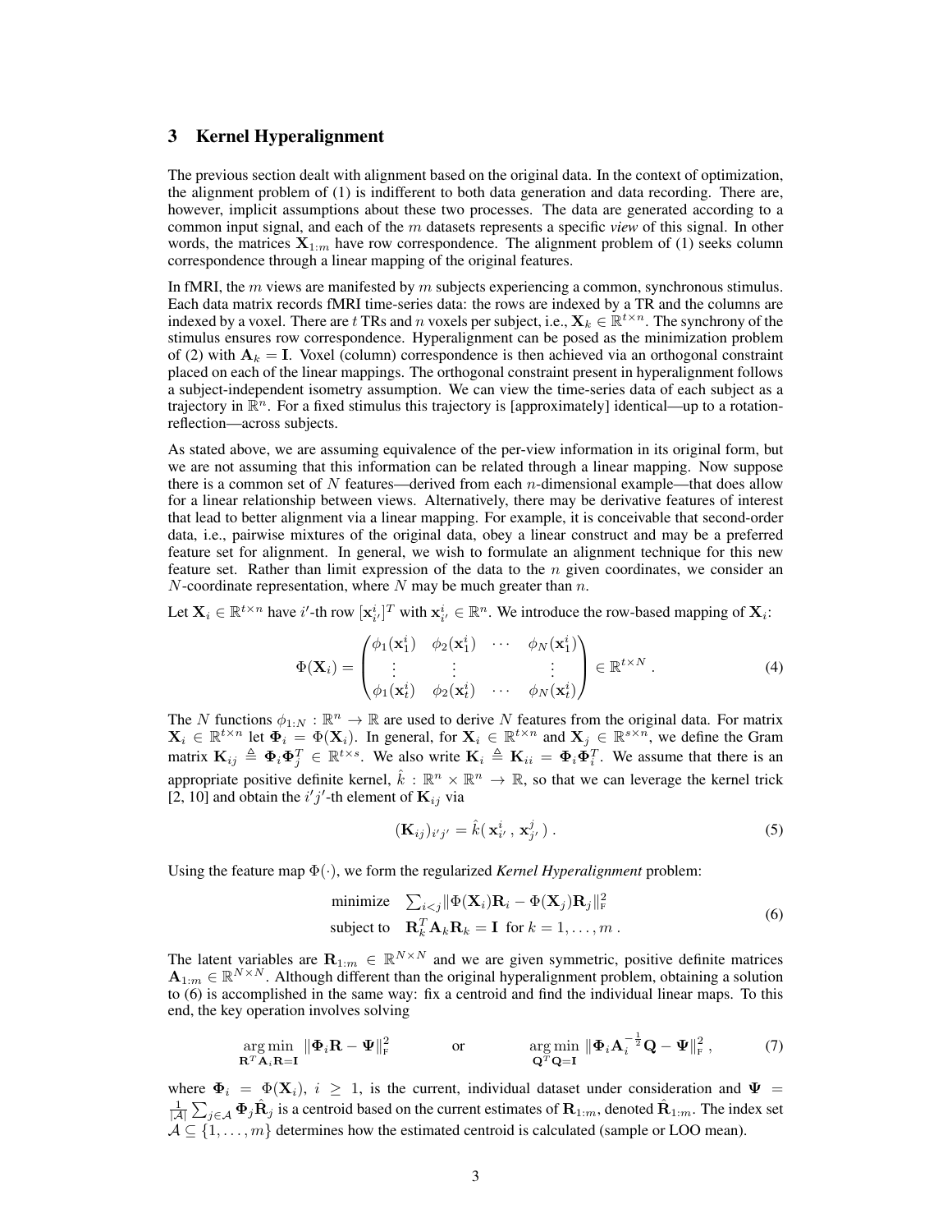## 3 Kernel Hyperalignment

The previous section dealt with alignment based on the original data. In the context of optimization, the alignment problem of (1) is indifferent to both data generation and data recording. There are, however, implicit assumptions about these two processes. The data are generated according to a common input signal, and each of the $m$ datasets represents a specific *view* of this signal. In other words, the matrices $\mathbf{X}_{1:m}$ have row correspondence. The alignment problem of (1) seeks column correspondence through a linear mapping of the original features.

In fMRI, the $m$ views are manifested by $m$ subjects experiencing a common, synchronous stimulus. Each data matrix records fMRI time-series data: the rows are indexed by a TR and the columns are indexed by a voxel. There are $t$ TRs and $n$ voxels per subject, i.e., $\mathbf{X}_k \in \mathbb{R}^{t\times n}$. The synchrony of the stimulus ensures row correspondence. Hyperalignment can be posed as the minimization problem of (2) with $\mathbf{A}_k = \mathbf{I}$. Voxel (column) correspondence is then achieved via an orthogonal constraint placed on each of the linear mappings. The orthogonal constraint present in hyperalignment follows a subject-independent isometry assumption. We can view the time-series data of each subject as a trajectory in $\mathbb{R}^n$. For a fixed stimulus this trajectory is [approximately] identical—up to a rotation-reflection—across subjects.

As stated above, we are assuming equivalence of the per-view information in its original form, but we are not assuming that this information can be related through a linear mapping. Now suppose there is a common set of $N$ features—derived from each $n$-dimensional example—that does allow for a linear relationship between views. Alternatively, there may be derivative features of interest that lead to better alignment via a linear mapping. For example, it is conceivable that second-order data, i.e., pairwise mixtures of the original data, obey a linear construct and may be a preferred feature set for alignment. In general, we wish to formulate an alignment technique for this new feature set. Rather than limit expression of the data to the $n$ given coordinates, we consider an $N$-coordinate representation, where $N$ may be much greater than $n$.

Let $\mathbf{X}_i \in \mathbb{R}^{t\times n}$ have $i'$-th row $[\mathbf{x}^i_{i'}]^T$ with $\mathbf{x}^i_{i'} \in \mathbb{R}^n$. We introduce the row-based mapping of $\mathbf{X}_i$:

$$\Phi(\mathbf{X}_i) = \begin{pmatrix} \phi_1(\mathbf{x}^i_1) & \phi_2(\mathbf{x}^i_1) & \cdots & \phi_N(\mathbf{x}^i_1) \\ \vdots & \vdots & & \vdots \\ \phi_1(\mathbf{x}^i_t) & \phi_2(\mathbf{x}^i_t) & \cdots & \phi_N(\mathbf{x}^i_t) \end{pmatrix} \in \mathbb{R}^{t\times N} . \tag{4}$$

The $N$ functions $\phi_{1:N} : \mathbb{R}^n \to \mathbb{R}$ are used to derive $N$ features from the original data. For matrix $\mathbf{X}_i \in \mathbb{R}^{t\times n}$ let $\mathbf{\Phi}_i = \Phi(\mathbf{X}_i)$. In general, for $\mathbf{X}_i \in \mathbb{R}^{t\times n}$ and $\mathbf{X}_j \in \mathbb{R}^{s\times n}$, we define the Gram matrix $\mathbf{K}_{ij} \triangleq \mathbf{\Phi}_i \mathbf{\Phi}_j^T \in \mathbb{R}^{t\times s}$. We also write $\mathbf{K}_i \triangleq \mathbf{K}_{ii} = \mathbf{\Phi}_i \mathbf{\Phi}_i^T$. We assume that there is an appropriate positive definite kernel, $\hat{k} : \mathbb{R}^n \times \mathbb{R}^n \to \mathbb{R}$, so that we can leverage the kernel trick [2, 10] and obtain the $i'j'$-th element of $\mathbf{K}_{ij}$ via

$$(\mathbf{K}_{ij})_{i'j'} = \hat{k}(\, \mathbf{x}^i_{i'} \,,\, \mathbf{x}^j_{j'} \,) \,. \tag{5}$$

Using the feature map $\Phi(\cdot)$, we form the regularized *Kernel Hyperalignment* problem:

$$\begin{array}{ll} \text{minimize} & \sum_{i<j} \|\Phi(\mathbf{X}_i)\mathbf{R}_i - \Phi(\mathbf{X}_j)\mathbf{R}_j\|_{\text{F}}^2 \\ \text{subject to} & \mathbf{R}_k^T \mathbf{A}_k \mathbf{R}_k = \mathbf{I} \;\text{ for } k = 1, \ldots, m \,. \end{array} \tag{6}$$

The latent variables are $\mathbf{R}_{1:m} \in \mathbb{R}^{N\times N}$ and we are given symmetric, positive definite matrices $\mathbf{A}_{1:m} \in \mathbb{R}^{N\times N}$. Although different than the original hyperalignment problem, obtaining a solution to (6) is accomplished in the same way: fix a centroid and find the individual linear maps. To this end, the key operation involves solving

$$\underset{\mathbf{R}^T\mathbf{A}_i\mathbf{R}=\mathbf{I}}{\arg\min}\; \|\mathbf{\Phi}_i \mathbf{R} - \mathbf{\Psi}\|_{\text{F}}^2 \qquad \text{or} \qquad \underset{\mathbf{Q}^T\mathbf{Q}=\mathbf{I}}{\arg\min}\; \|\mathbf{\Phi}_i \mathbf{A}_i^{-\frac{1}{2}} \mathbf{Q} - \mathbf{\Psi}\|_{\text{F}}^2 \,, \tag{7}$$

where $\mathbf{\Phi}_i = \Phi(\mathbf{X}_i)$, $i \geq 1$, is the current, individual dataset under consideration and $\mathbf{\Psi} = \frac{1}{|\mathcal{A}|}\sum_{j\in\mathcal{A}} \mathbf{\Phi}_j \hat{\mathbf{R}}_j$ is a centroid based on the current estimates of $\mathbf{R}_{1:m}$, denoted $\hat{\mathbf{R}}_{1:m}$. The index set $\mathcal{A} \subseteq \{1, \ldots, m\}$ determines how the estimated centroid is calculated (sample or LOO mean).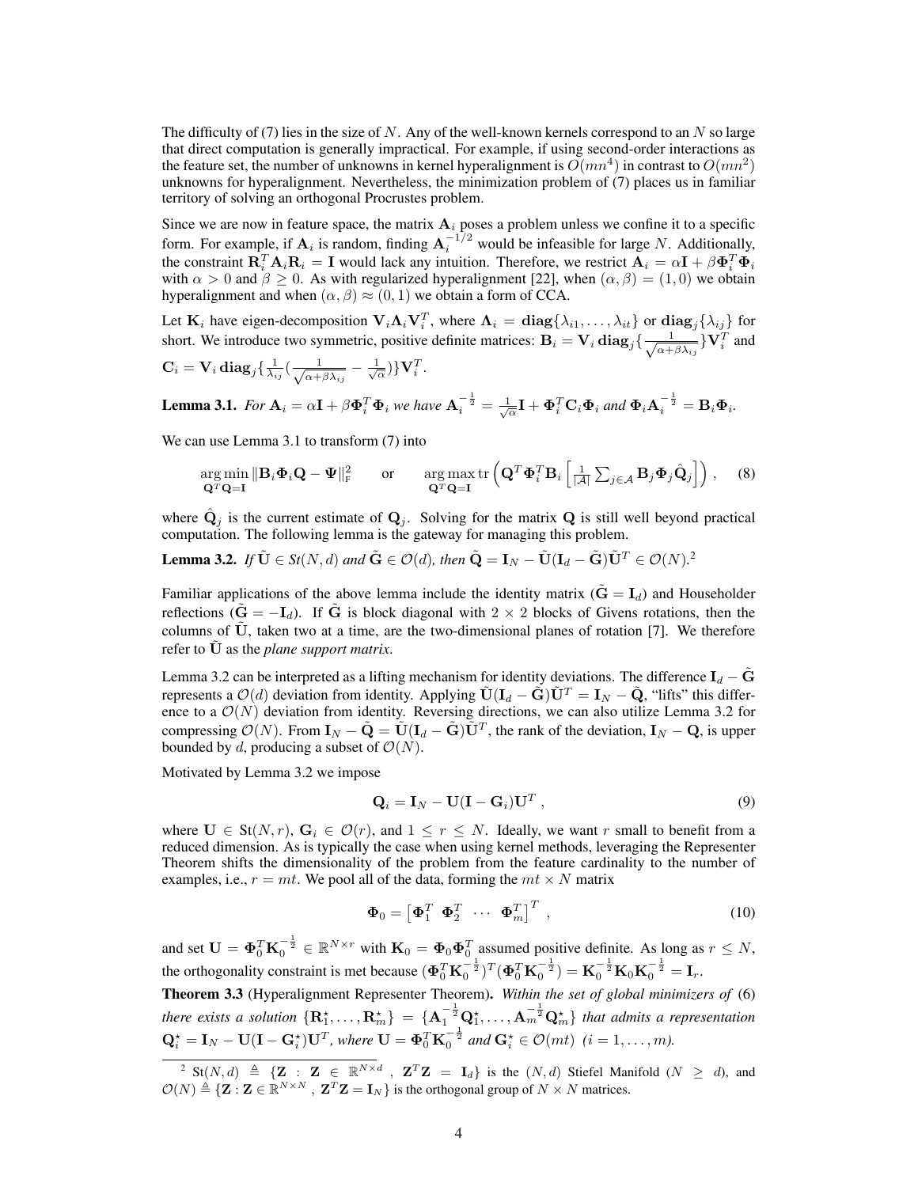The difficulty of (7) lies in the size of $N$. Any of the well-known kernels correspond to an $N$ so large that direct computation is generally impractical. For example, if using second-order interactions as the feature set, the number of unknowns in kernel hyperalignment is $O(mn^4)$ in contrast to $O(mn^2)$ unknowns for hyperalignment. Nevertheless, the minimization problem of (7) places us in familiar territory of solving an orthogonal Procrustes problem.

Since we are now in feature space, the matrix $\mathbf{A}_i$ poses a problem unless we confine it to a specific form. For example, if $\mathbf{A}_i$ is random, finding $\mathbf{A}_i^{-1/2}$ would be infeasible for large $N$. Additionally, the constraint $\mathbf{R}_i^T \mathbf{A}_i \mathbf{R}_i = \mathbf{I}$ would lack any intuition. Therefore, we restrict $\mathbf{A}_i = \alpha \mathbf{I} + \beta \mathbf{\Phi}_i^T \mathbf{\Phi}_i$ with $\alpha > 0$ and $\beta \geq 0$. As with regularized hyperalignment [22], when $(\alpha, \beta) = (1, 0)$ we obtain hyperalignment and when $(\alpha, \beta) \approx (0, 1)$ we obtain a form of CCA.

Let $\mathbf{K}_i$ have eigen-decomposition $\mathbf{V}_i \mathbf{\Lambda}_i \mathbf{V}_i^T$, where $\mathbf{\Lambda}_i = \mathbf{diag}\{\lambda_{i1}, \ldots, \lambda_{it}\}$ or $\mathbf{diag}_j\{\lambda_{ij}\}$ for short. We introduce two symmetric, positive definite matrices: $\mathbf{B}_i = \mathbf{V}_i \, \mathbf{diag}_j\{\frac{1}{\sqrt{\alpha + \beta \lambda_{ij}}}\} \mathbf{V}_i^T$ and $\mathbf{C}_i = \mathbf{V}_i \, \mathbf{diag}_j\{\frac{1}{\lambda_{ij}}(\frac{1}{\sqrt{\alpha + \beta \lambda_{ij}}} - \frac{1}{\sqrt{\alpha}})\} \mathbf{V}_i^T$.

**Lemma 3.1.** *For $\mathbf{A}_i = \alpha \mathbf{I} + \beta \mathbf{\Phi}_i^T \mathbf{\Phi}_i$ we have $\mathbf{A}_i^{-\frac{1}{2}} = \frac{1}{\sqrt{\alpha}} \mathbf{I} + \mathbf{\Phi}_i^T \mathbf{C}_i \mathbf{\Phi}_i$ and $\mathbf{\Phi}_i \mathbf{A}_i^{-\frac{1}{2}} = \mathbf{B}_i \mathbf{\Phi}_i$.*

We can use Lemma 3.1 to transform (7) into

$$\underset{\mathbf{Q}^T\mathbf{Q}=\mathbf{I}}{\arg\min} \|\mathbf{B}_i \mathbf{\Phi}_i \mathbf{Q} - \mathbf{\Psi}\|_F^2 \qquad \text{or} \qquad \underset{\mathbf{Q}^T\mathbf{Q}=\mathbf{I}}{\arg\max} \operatorname{tr}\left(\mathbf{Q}^T \mathbf{\Phi}_i^T \mathbf{B}_i \left[\tfrac{1}{|\mathcal{A}|} \textstyle\sum_{j \in \mathcal{A}} \mathbf{B}_j \mathbf{\Phi}_j \hat{\mathbf{Q}}_j\right]\right), \quad (8)$$

where $\hat{\mathbf{Q}}_j$ is the current estimate of $\mathbf{Q}_j$. Solving for the matrix $\mathbf{Q}$ is still well beyond practical computation. The following lemma is the gateway for managing this problem.

**Lemma 3.2.** *If $\tilde{\mathbf{U}} \in St(N, d)$ and $\tilde{\mathbf{G}} \in \mathcal{O}(d)$, then $\tilde{\mathbf{Q}} = \mathbf{I}_N - \tilde{\mathbf{U}}(\mathbf{I}_d - \tilde{\mathbf{G}})\tilde{\mathbf{U}}^T \in \mathcal{O}(N)$.*[2]

Familiar applications of the above lemma include the identity matrix ($\tilde{\mathbf{G}} = \mathbf{I}_d$) and Householder reflections ($\tilde{\mathbf{G}} = -\mathbf{I}_d$). If $\tilde{\mathbf{G}}$ is block diagonal with $2 \times 2$ blocks of Givens rotations, then the columns of $\tilde{\mathbf{U}}$, taken two at a time, are the two-dimensional planes of rotation [7]. We therefore refer to $\tilde{\mathbf{U}}$ as the *plane support matrix*.

Lemma 3.2 can be interpreted as a lifting mechanism for identity deviations. The difference $\mathbf{I}_d - \tilde{\mathbf{G}}$ represents a $\mathcal{O}(d)$ deviation from identity. Applying $\tilde{\mathbf{U}}(\mathbf{I}_d - \tilde{\mathbf{G}})\tilde{\mathbf{U}}^T = \mathbf{I}_N - \tilde{\mathbf{Q}}$, "lifts" this difference to a $\mathcal{O}(N)$ deviation from identity. Reversing directions, we can also utilize Lemma 3.2 for compressing $\mathcal{O}(N)$. From $\mathbf{I}_N - \tilde{\mathbf{Q}} = \tilde{\mathbf{U}}(\mathbf{I}_d - \tilde{\mathbf{G}})\tilde{\mathbf{U}}^T$, the rank of the deviation, $\mathbf{I}_N - \mathbf{Q}$, is upper bounded by $d$, producing a subset of $\mathcal{O}(N)$.

Motivated by Lemma 3.2 we impose

$$\mathbf{Q}_i = \mathbf{I}_N - \mathbf{U}(\mathbf{I} - \mathbf{G}_i)\mathbf{U}^T, \quad (9)$$

where $\mathbf{U} \in \mathrm{St}(N, r)$, $\mathbf{G}_i \in \mathcal{O}(r)$, and $1 \leq r \leq N$. Ideally, we want $r$ small to benefit from a reduced dimension. As is typically the case when using kernel methods, leveraging the Representer Theorem shifts the dimensionality of the problem from the feature cardinality to the number of examples, i.e., $r = mt$. We pool all of the data, forming the $mt \times N$ matrix

$$\mathbf{\Phi}_0 = \begin{bmatrix} \mathbf{\Phi}_1^T & \mathbf{\Phi}_2^T & \cdots & \mathbf{\Phi}_m^T \end{bmatrix}^T, \quad (10)$$

and set $\mathbf{U} = \mathbf{\Phi}_0^T \mathbf{K}_0^{-\frac{1}{2}} \in \mathbb{R}^{N \times r}$ with $\mathbf{K}_0 = \mathbf{\Phi}_0 \mathbf{\Phi}_0^T$ assumed positive definite. As long as $r \leq N$, the orthogonality constraint is met because $(\mathbf{\Phi}_0^T \mathbf{K}_0^{-\frac{1}{2}})^T (\mathbf{\Phi}_0^T \mathbf{K}_0^{-\frac{1}{2}}) = \mathbf{K}_0^{-\frac{1}{2}} \mathbf{K}_0 \mathbf{K}_0^{-\frac{1}{2}} = \mathbf{I}_r$.

**Theorem 3.3** (Hyperalignment Representer Theorem). *Within the set of global minimizers of (6) there exists a solution $\{\mathbf{R}_1^\star, \ldots, \mathbf{R}_m^\star\} = \{\mathbf{A}_1^{-\frac{1}{2}} \mathbf{Q}_1^\star, \ldots, \mathbf{A}_m^{-\frac{1}{2}} \mathbf{Q}_m^\star\}$ that admits a representation $\mathbf{Q}_i^\star = \mathbf{I}_N - \mathbf{U}(\mathbf{I} - \mathbf{G}_i^\star)\mathbf{U}^T$, where $\mathbf{U} = \mathbf{\Phi}_0^T \mathbf{K}_0^{-\frac{1}{2}}$ and $\mathbf{G}_i^\star \in \mathcal{O}(mt)$ $(i = 1, \ldots, m)$.*

---

[2] $\mathrm{St}(N, d) \triangleq \{\mathbf{Z} : \mathbf{Z} \in \mathbb{R}^{N \times d}, \; \mathbf{Z}^T\mathbf{Z} = \mathbf{I}_d\}$ is the $(N, d)$ Stiefel Manifold ($N \geq d$), and $\mathcal{O}(N) \triangleq \{\mathbf{Z} : \mathbf{Z} \in \mathbb{R}^{N \times N}, \; \mathbf{Z}^T\mathbf{Z} = \mathbf{I}_N\}$ is the orthogonal group of $N \times N$ matrices.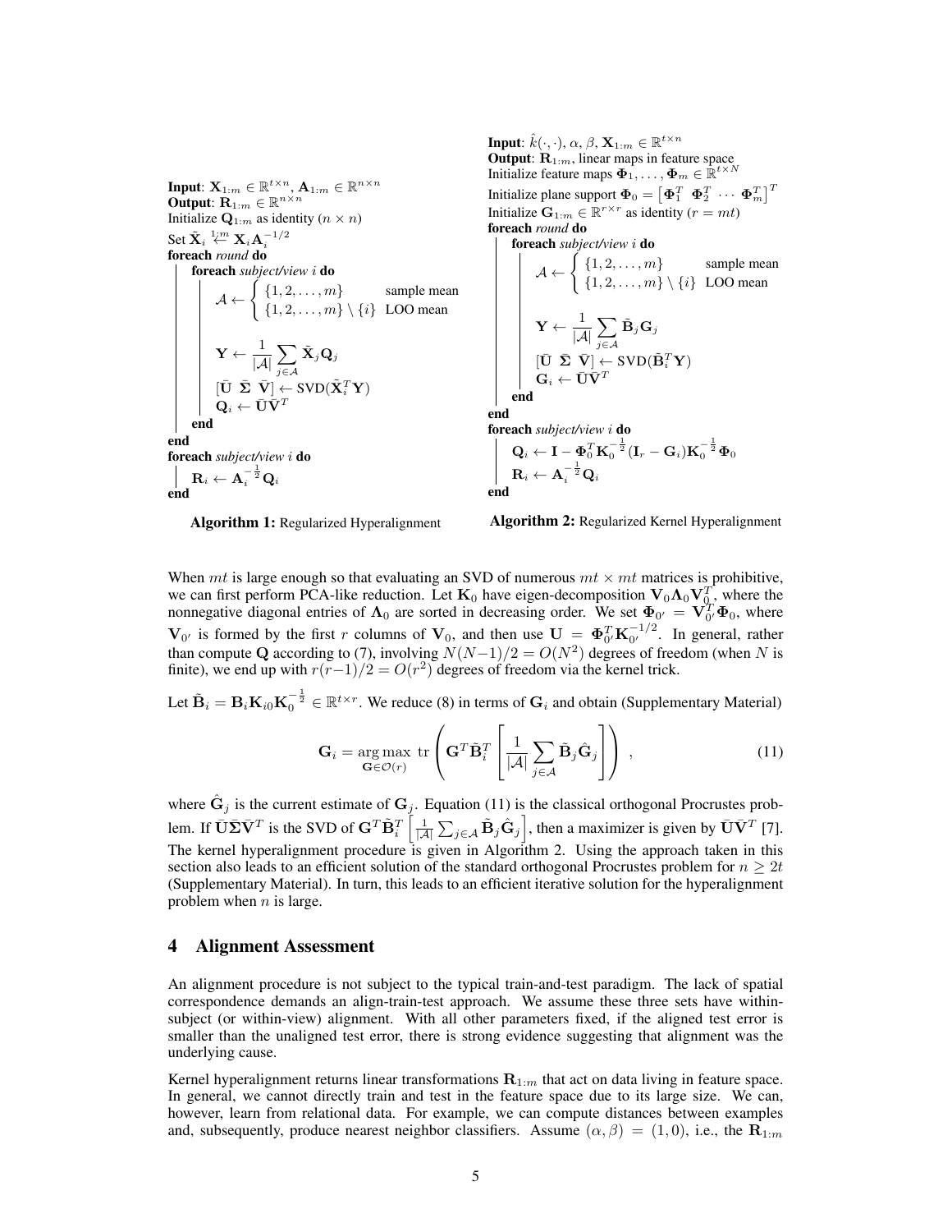**Input**: $\mathbf{X}_{1:m} \in \mathbb{R}^{t\times n}$, $\mathbf{A}_{1:m} \in \mathbb{R}^{n\times n}$
**Output**: $\mathbf{R}_{1:m} \in \mathbb{R}^{n\times n}$
Initialize $\mathbf{Q}_{1:m}$ as identity ($n \times n$)
Set $\tilde{\mathbf{X}}_i \overset{1:m}{\leftarrow} \mathbf{X}_i \mathbf{A}_i^{-1/2}$
**foreach** *round* **do**
  **foreach** *subject/view* $i$ **do**

$$\mathcal{A} \leftarrow \begin{cases} \{1, 2, \ldots, m\} & \text{sample mean} \\ \{1, 2, \ldots, m\} \setminus \{i\} & \text{LOO mean} \end{cases}$$

$$\mathbf{Y} \leftarrow \frac{1}{|\mathcal{A}|} \sum_{j\in\mathcal{A}} \tilde{\mathbf{X}}_j \mathbf{Q}_j$$

$$[\bar{\mathbf{U}}\ \bar{\mathbf{\Sigma}}\ \bar{\mathbf{V}}] \leftarrow \text{SVD}(\tilde{\mathbf{X}}_i^T \mathbf{Y})$$

$$\mathbf{Q}_i \leftarrow \bar{\mathbf{U}}\bar{\mathbf{V}}^T$$

  **end**
**end**
**foreach** *subject/view* $i$ **do**

$$\mathbf{R}_i \leftarrow \mathbf{A}_i^{-\frac{1}{2}} \mathbf{Q}_i$$

**end**

**Algorithm 1:** Regularized Hyperalignment

**Input**: $\hat{k}(\cdot, \cdot)$, $\alpha$, $\beta$, $\mathbf{X}_{1:m} \in \mathbb{R}^{t\times n}$
**Output**: $\mathbf{R}_{1:m}$, linear maps in feature space
Initialize feature maps $\mathbf{\Phi}_1, \ldots, \mathbf{\Phi}_m \in \mathbb{R}^{t\times N}$
Initialize plane support $\mathbf{\Phi}_0 = \begin{bmatrix} \mathbf{\Phi}_1^T & \mathbf{\Phi}_2^T & \cdots & \mathbf{\Phi}_m^T \end{bmatrix}^T$
Initialize $\mathbf{G}_{1:m} \in \mathbb{R}^{r\times r}$ as identity ($r = mt$)
**foreach** *round* **do**
  **foreach** *subject/view* $i$ **do**

$$\mathcal{A} \leftarrow \begin{cases} \{1, 2, \ldots, m\} & \text{sample mean} \\ \{1, 2, \ldots, m\} \setminus \{i\} & \text{LOO mean} \end{cases}$$

$$\mathbf{Y} \leftarrow \frac{1}{|\mathcal{A}|} \sum_{j\in\mathcal{A}} \tilde{\mathbf{B}}_j \mathbf{G}_j$$

$$[\bar{\mathbf{U}}\ \bar{\mathbf{\Sigma}}\ \bar{\mathbf{V}}] \leftarrow \text{SVD}(\tilde{\mathbf{B}}_i^T \mathbf{Y})$$

$$\mathbf{G}_i \leftarrow \bar{\mathbf{U}}\bar{\mathbf{V}}^T$$

  **end**
**end**
**foreach** *subject/view* $i$ **do**

$$\mathbf{Q}_i \leftarrow \mathbf{I} - \mathbf{\Phi}_0^T \mathbf{K}_0^{-\frac{1}{2}} (\mathbf{I}_r - \mathbf{G}_i) \mathbf{K}_0^{-\frac{1}{2}} \mathbf{\Phi}_0$$

$$\mathbf{R}_i \leftarrow \mathbf{A}_i^{-\frac{1}{2}} \mathbf{Q}_i$$

**end**

**Algorithm 2:** Regularized Kernel Hyperalignment

When $mt$ is large enough so that evaluating an SVD of numerous $mt \times mt$ matrices is prohibitive, we can first perform PCA-like reduction. Let $\mathbf{K}_0$ have eigen-decomposition $\mathbf{V}_0 \mathbf{\Lambda}_0 \mathbf{V}_0^T$, where the nonnegative diagonal entries of $\mathbf{\Lambda}_0$ are sorted in decreasing order. We set $\mathbf{\Phi}_{0'} = \mathbf{V}_{0'}^T \mathbf{\Phi}_0$, where $\mathbf{V}_{0'}$ is formed by the first $r$ columns of $\mathbf{V}_0$, and then use $\mathbf{U} = \mathbf{\Phi}_{0'}^T \mathbf{K}_{0'}^{-1/2}$. In general, rather than compute $\mathbf{Q}$ according to (7), involving $N(N-1)/2 = O(N^2)$ degrees of freedom (when $N$ is finite), we end up with $r(r-1)/2 = O(r^2)$ degrees of freedom via the kernel trick.

Let $\tilde{\mathbf{B}}_i = \mathbf{B}_i \mathbf{K}_{i0} \mathbf{K}_0^{-\frac{1}{2}} \in \mathbb{R}^{t\times r}$. We reduce (8) in terms of $\mathbf{G}_i$ and obtain (Supplementary Material)

$$\mathbf{G}_i = \underset{\mathbf{G}\in\mathcal{O}(r)}{\arg\max}\ \text{tr}\left( \mathbf{G}^T \tilde{\mathbf{B}}_i^T \left[ \frac{1}{|\mathcal{A}|} \sum_{j\in\mathcal{A}} \tilde{\mathbf{B}}_j \hat{\mathbf{G}}_j \right] \right), \tag{11}$$

where $\hat{\mathbf{G}}_j$ is the current estimate of $\mathbf{G}_j$. Equation (11) is the classical orthogonal Procrustes problem. If $\bar{\mathbf{U}}\bar{\mathbf{\Sigma}}\bar{\mathbf{V}}^T$ is the SVD of $\mathbf{G}^T \tilde{\mathbf{B}}_i^T \left[ \frac{1}{|\mathcal{A}|} \sum_{j\in\mathcal{A}} \tilde{\mathbf{B}}_j \hat{\mathbf{G}}_j \right]$, then a maximizer is given by $\bar{\mathbf{U}}\bar{\mathbf{V}}^T$ [7]. The kernel hyperalignment procedure is given in Algorithm 2. Using the approach taken in this section also leads to an efficient solution of the standard orthogonal Procrustes problem for $n \geq 2t$ (Supplementary Material). In turn, this leads to an efficient iterative solution for the hyperalignment problem when $n$ is large.

## 4 Alignment Assessment

An alignment procedure is not subject to the typical train-and-test paradigm. The lack of spatial correspondence demands an align-train-test approach. We assume these three sets have within-subject (or within-view) alignment. With all other parameters fixed, if the aligned test error is smaller than the unaligned test error, there is strong evidence suggesting that alignment was the underlying cause.

Kernel hyperalignment returns linear transformations $\mathbf{R}_{1:m}$ that act on data living in feature space. In general, we cannot directly train and test in the feature space due to its large size. We can, however, learn from relational data. For example, we can compute distances between examples and, subsequently, produce nearest neighbor classifiers. Assume $(\alpha, \beta) = (1, 0)$, i.e., the $\mathbf{R}_{1:m}$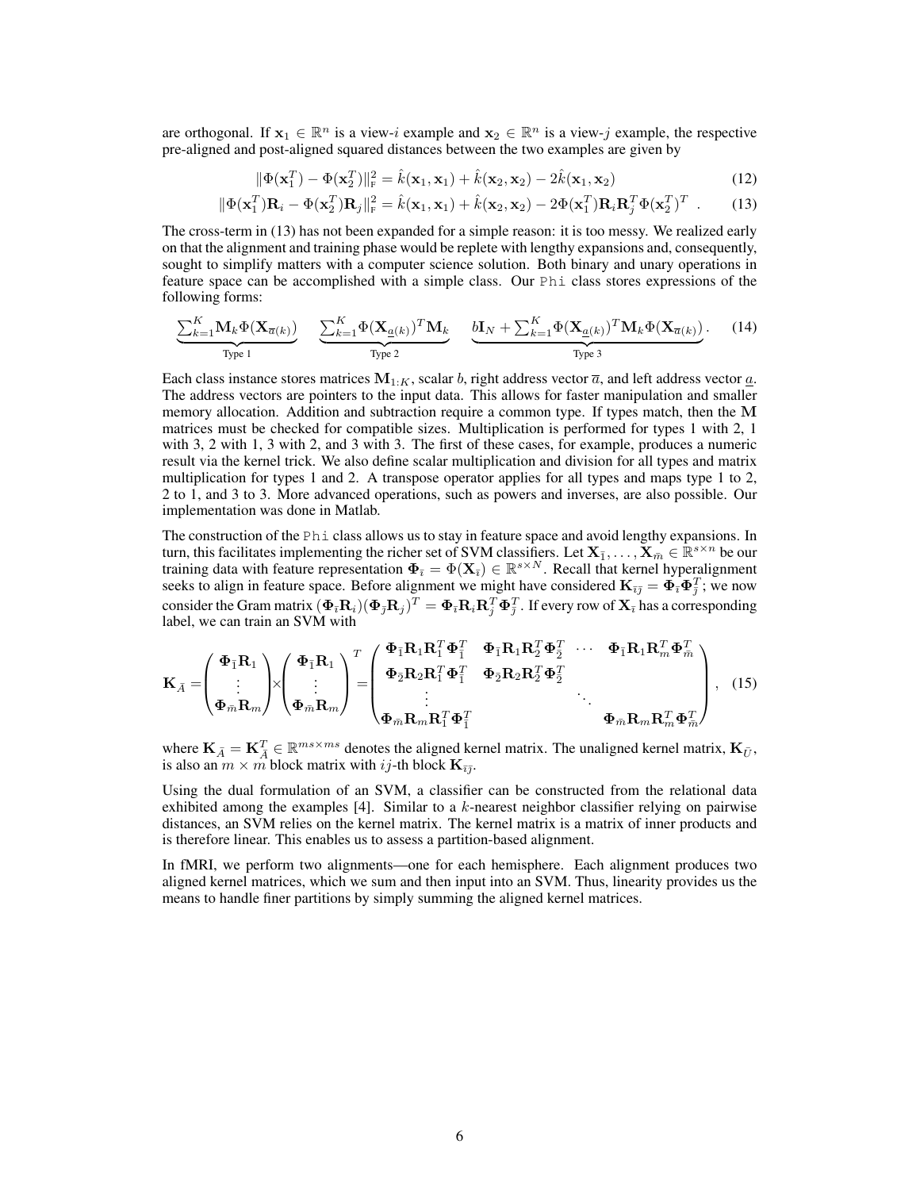are orthogonal. If $\mathbf{x}_1 \in \mathbb{R}^n$ is a view-$i$ example and $\mathbf{x}_2 \in \mathbb{R}^n$ is a view-$j$ example, the respective pre-aligned and post-aligned squared distances between the two examples are given by

$$\|\Phi(\mathbf{x}_1^T) - \Phi(\mathbf{x}_2^T)\|_{\mathrm{F}}^2 = \hat{k}(\mathbf{x}_1, \mathbf{x}_1) + \hat{k}(\mathbf{x}_2, \mathbf{x}_2) - 2\hat{k}(\mathbf{x}_1, \mathbf{x}_2) \tag{12}$$

$$\|\Phi(\mathbf{x}_1^T)\mathbf{R}_i - \Phi(\mathbf{x}_2^T)\mathbf{R}_j\|_{\mathrm{F}}^2 = \hat{k}(\mathbf{x}_1, \mathbf{x}_1) + \hat{k}(\mathbf{x}_2, \mathbf{x}_2) - 2\Phi(\mathbf{x}_1^T)\mathbf{R}_i\mathbf{R}_j^T\Phi(\mathbf{x}_2^T)^T \ . \tag{13}$$

The cross-term in (13) has not been expanded for a simple reason: it is too messy. We realized early on that the alignment and training phase would be replete with lengthy expansions and, consequently, sought to simplify matters with a computer science solution. Both binary and unary operations in feature space can be accomplished with a simple class. Our `Phi` class stores expressions of the following forms:

$$\underbrace{\textstyle\sum_{k=1}^{K}\mathbf{M}_k\Phi(\mathbf{X}_{\overline{a}(k)})}_{\text{Type 1}} \quad \underbrace{\textstyle\sum_{k=1}^{K}\Phi(\mathbf{X}_{\underline{a}(k)})^T\mathbf{M}_k}_{\text{Type 2}} \quad \underbrace{b\mathbf{I}_N + \textstyle\sum_{k=1}^{K}\Phi(\mathbf{X}_{\underline{a}(k)})^T\mathbf{M}_k\Phi(\mathbf{X}_{\overline{a}(k)})}_{\text{Type 3}}. \tag{14}$$

Each class instance stores matrices $\mathbf{M}_{1:K}$, scalar $b$, right address vector $\overline{a}$, and left address vector $\underline{a}$. The address vectors are pointers to the input data. This allows for faster manipulation and smaller memory allocation. Addition and subtraction require a common type. If types match, then the $\mathbf{M}$ matrices must be checked for compatible sizes. Multiplication is performed for types 1 with 2, 1 with 3, 2 with 1, 3 with 2, and 3 with 3. The first of these cases, for example, produces a numeric result via the kernel trick. We also define scalar multiplication and division for all types and matrix multiplication for types 1 and 2. A transpose operator applies for all types and maps type 1 to 2, 2 to 1, and 3 to 3. More advanced operations, such as powers and inverses, are also possible. Our implementation was done in Matlab.

The construction of the `Phi` class allows us to stay in feature space and avoid lengthy expansions. In turn, this facilitates implementing the richer set of SVM classifiers. Let $\mathbf{X}_{\bar{1}}, \ldots, \mathbf{X}_{\bar{m}} \in \mathbb{R}^{s \times n}$ be our training data with feature representation $\mathbf{\Phi}_{\bar{\imath}} = \Phi(\mathbf{X}_{\bar{\imath}}) \in \mathbb{R}^{s \times N}$. Recall that kernel hyperalignment seeks to align in feature space. Before alignment we might have considered $\mathbf{K}_{\bar{\imath}\bar{\jmath}} = \mathbf{\Phi}_{\bar{\imath}}\mathbf{\Phi}_{\bar{\jmath}}^T$; we now consider the Gram matrix $(\mathbf{\Phi}_{\bar{\imath}}\mathbf{R}_i)(\mathbf{\Phi}_{\bar{\jmath}}\mathbf{R}_j)^T = \mathbf{\Phi}_{\bar{\imath}}\mathbf{R}_i\mathbf{R}_j^T\mathbf{\Phi}_{\bar{\jmath}}^T$. If every row of $\mathbf{X}_{\bar{\imath}}$ has a corresponding label, we can train an SVM with

$$\mathbf{K}_{\bar{A}} = \begin{pmatrix} \mathbf{\Phi}_{\bar{1}}\mathbf{R}_1 \\ \vdots \\ \mathbf{\Phi}_{\bar{m}}\mathbf{R}_m \end{pmatrix} \times \begin{pmatrix} \mathbf{\Phi}_{\bar{1}}\mathbf{R}_1 \\ \vdots \\ \mathbf{\Phi}_{\bar{m}}\mathbf{R}_m \end{pmatrix}^T = \begin{pmatrix} \mathbf{\Phi}_{\bar{1}}\mathbf{R}_1\mathbf{R}_1^T\mathbf{\Phi}_{\bar{1}}^T & \mathbf{\Phi}_{\bar{1}}\mathbf{R}_1\mathbf{R}_2^T\mathbf{\Phi}_{\bar{2}}^T & \cdots & \mathbf{\Phi}_{\bar{1}}\mathbf{R}_1\mathbf{R}_m^T\mathbf{\Phi}_{\bar{m}}^T \\ \mathbf{\Phi}_{\bar{2}}\mathbf{R}_2\mathbf{R}_1^T\mathbf{\Phi}_{\bar{1}}^T & \mathbf{\Phi}_{\bar{2}}\mathbf{R}_2\mathbf{R}_2^T\mathbf{\Phi}_{\bar{2}}^T & & \\ \vdots & & \ddots & \\ \mathbf{\Phi}_{\bar{m}}\mathbf{R}_m\mathbf{R}_1^T\mathbf{\Phi}_{\bar{1}}^T & & & \mathbf{\Phi}_{\bar{m}}\mathbf{R}_m\mathbf{R}_m^T\mathbf{\Phi}_{\bar{m}}^T \end{pmatrix}, \tag{15}$$

where $\mathbf{K}_{\bar{A}} = \mathbf{K}_{\bar{A}}^T \in \mathbb{R}^{ms \times ms}$ denotes the aligned kernel matrix. The unaligned kernel matrix, $\mathbf{K}_{\bar{U}}$, is also an $m \times m$ block matrix with $ij$-th block $\mathbf{K}_{\bar{\imath}\bar{\jmath}}$.

Using the dual formulation of an SVM, a classifier can be constructed from the relational data exhibited among the examples [4]. Similar to a $k$-nearest neighbor classifier relying on pairwise distances, an SVM relies on the kernel matrix. The kernel matrix is a matrix of inner products and is therefore linear. This enables us to assess a partition-based alignment.

In fMRI, we perform two alignments—one for each hemisphere. Each alignment produces two aligned kernel matrices, which we sum and then input into an SVM. Thus, linearity provides us the means to handle finer partitions by simply summing the aligned kernel matrices.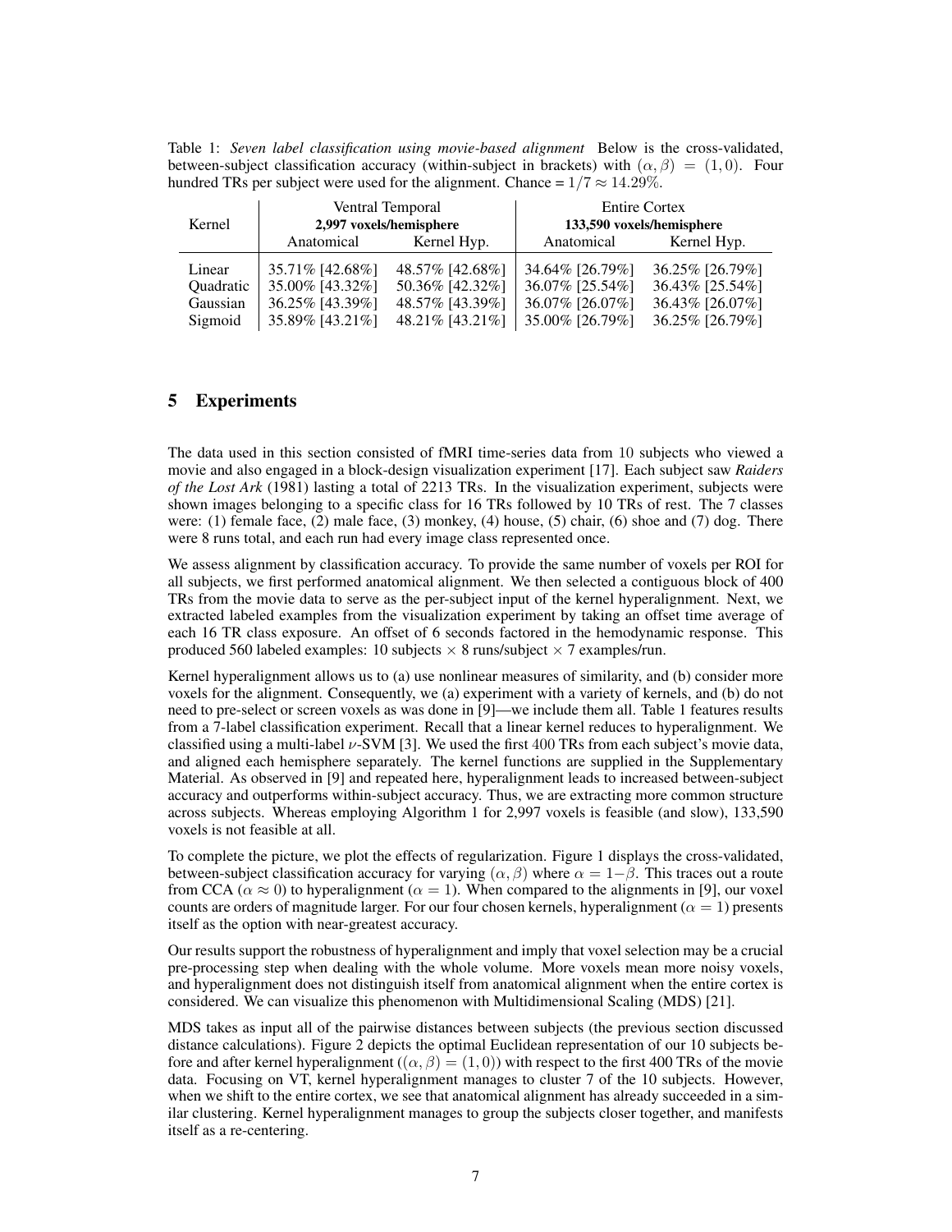Table 1: *Seven label classification using movie-based alignment* Below is the cross-validated, between-subject classification accuracy (within-subject in brackets) with $(\alpha, \beta) = (1, 0)$. Four hundred TRs per subject were used for the alignment. Chance = $1/7 \approx 14.29\%$.

| Kernel | Ventral Temporal **2,997 voxels/hemisphere** | | Entire Cortex **133,590 voxels/hemisphere** | |
|---|---|---|---|---|
| | Anatomical | Kernel Hyp. | Anatomical | Kernel Hyp. |
| Linear | 35.71% [42.68%] | 48.57% [42.68%] | 34.64% [26.79%] | 36.25% [26.79%] |
| Quadratic | 35.00% [43.32%] | 50.36% [42.32%] | 36.07% [25.54%] | 36.43% [25.54%] |
| Gaussian | 36.25% [43.39%] | 48.57% [43.39%] | 36.07% [26.07%] | 36.43% [26.07%] |
| Sigmoid | 35.89% [43.21%] | 48.21% [43.21%] | 35.00% [26.79%] | 36.25% [26.79%] |

## 5 Experiments

The data used in this section consisted of fMRI time-series data from 10 subjects who viewed a movie and also engaged in a block-design visualization experiment [17]. Each subject saw *Raiders of the Lost Ark* (1981) lasting a total of 2213 TRs. In the visualization experiment, subjects were shown images belonging to a specific class for 16 TRs followed by 10 TRs of rest. The 7 classes were: (1) female face, (2) male face, (3) monkey, (4) house, (5) chair, (6) shoe and (7) dog. There were 8 runs total, and each run had every image class represented once.

We assess alignment by classification accuracy. To provide the same number of voxels per ROI for all subjects, we first performed anatomical alignment. We then selected a contiguous block of 400 TRs from the movie data to serve as the per-subject input of the kernel hyperalignment. Next, we extracted labeled examples from the visualization experiment by taking an offset time average of each 16 TR class exposure. An offset of 6 seconds factored in the hemodynamic response. This produced 560 labeled examples: 10 subjects $\times$ 8 runs/subject $\times$ 7 examples/run.

Kernel hyperalignment allows us to (a) use nonlinear measures of similarity, and (b) consider more voxels for the alignment. Consequently, we (a) experiment with a variety of kernels, and (b) do not need to pre-select or screen voxels as was done in [9]—we include them all. Table 1 features results from a 7-label classification experiment. Recall that a linear kernel reduces to hyperalignment. We classified using a multi-label $\nu$-SVM [3]. We used the first 400 TRs from each subject's movie data, and aligned each hemisphere separately. The kernel functions are supplied in the Supplementary Material. As observed in [9] and repeated here, hyperalignment leads to increased between-subject accuracy and outperforms within-subject accuracy. Thus, we are extracting more common structure across subjects. Whereas employing Algorithm 1 for 2,997 voxels is feasible (and slow), 133,590 voxels is not feasible at all.

To complete the picture, we plot the effects of regularization. Figure 1 displays the cross-validated, between-subject classification accuracy for varying $(\alpha, \beta)$ where $\alpha = 1 - \beta$. This traces out a route from CCA ($\alpha \approx 0$) to hyperalignment ($\alpha = 1$). When compared to the alignments in [9], our voxel counts are orders of magnitude larger. For our four chosen kernels, hyperalignment ($\alpha = 1$) presents itself as the option with near-greatest accuracy.

Our results support the robustness of hyperalignment and imply that voxel selection may be a crucial pre-processing step when dealing with the whole volume. More voxels mean more noisy voxels, and hyperalignment does not distinguish itself from anatomical alignment when the entire cortex is considered. We can visualize this phenomenon with Multidimensional Scaling (MDS) [21].

MDS takes as input all of the pairwise distances between subjects (the previous section discussed distance calculations). Figure 2 depicts the optimal Euclidean representation of our 10 subjects before and after kernel hyperalignment ($(\alpha, \beta) = (1, 0)$) with respect to the first 400 TRs of the movie data. Focusing on VT, kernel hyperalignment manages to cluster 7 of the 10 subjects. However, when we shift to the entire cortex, we see that anatomical alignment has already succeeded in a similar clustering. Kernel hyperalignment manages to group the subjects closer together, and manifests itself as a re-centering.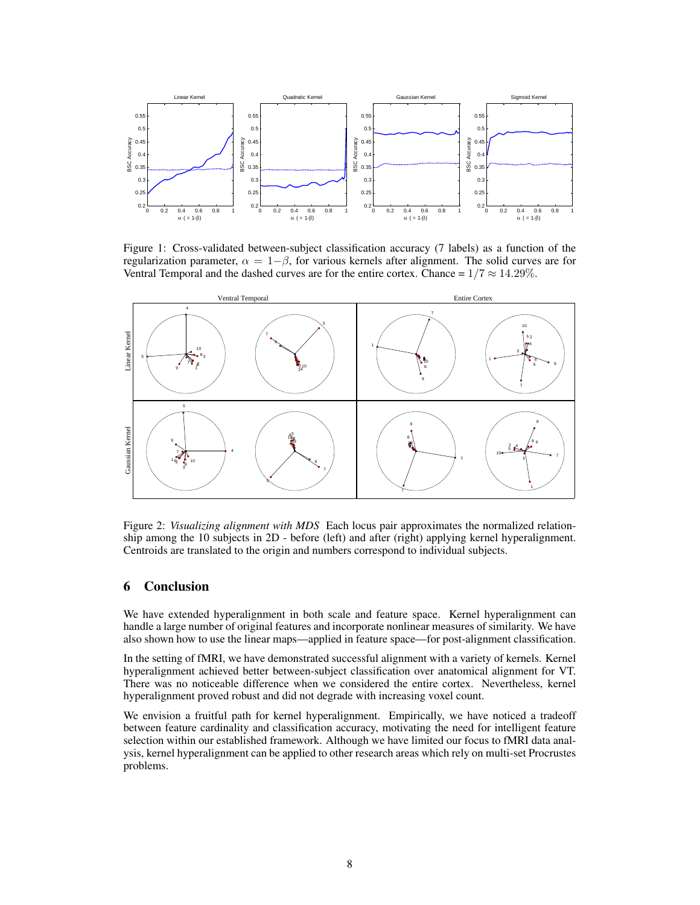Figure 1: Cross-validated between-subject classification accuracy (7 labels) as a function of the regularization parameter, $\alpha = 1-\beta$, for various kernels after alignment. The solid curves are for Ventral Temporal and the dashed curves are for the entire cortex. Chance = $1/7 \approx 14.29\%$.

Figure 2: *Visualizing alignment with MDS* Each locus pair approximates the normalized relationship among the 10 subjects in 2D - before (left) and after (right) applying kernel hyperalignment. Centroids are translated to the origin and numbers correspond to individual subjects.

## 6 Conclusion

We have extended hyperalignment in both scale and feature space. Kernel hyperalignment can handle a large number of original features and incorporate nonlinear measures of similarity. We have also shown how to use the linear maps—applied in feature space—for post-alignment classification.

In the setting of fMRI, we have demonstrated successful alignment with a variety of kernels. Kernel hyperalignment achieved better between-subject classification over anatomical alignment for VT. There was no noticeable difference when we considered the entire cortex. Nevertheless, kernel hyperalignment proved robust and did not degrade with increasing voxel count.

We envision a fruitful path for kernel hyperalignment. Empirically, we have noticed a tradeoff between feature cardinality and classification accuracy, motivating the need for intelligent feature selection within our established framework. Although we have limited our focus to fMRI data analysis, kernel hyperalignment can be applied to other research areas which rely on multi-set Procrustes problems.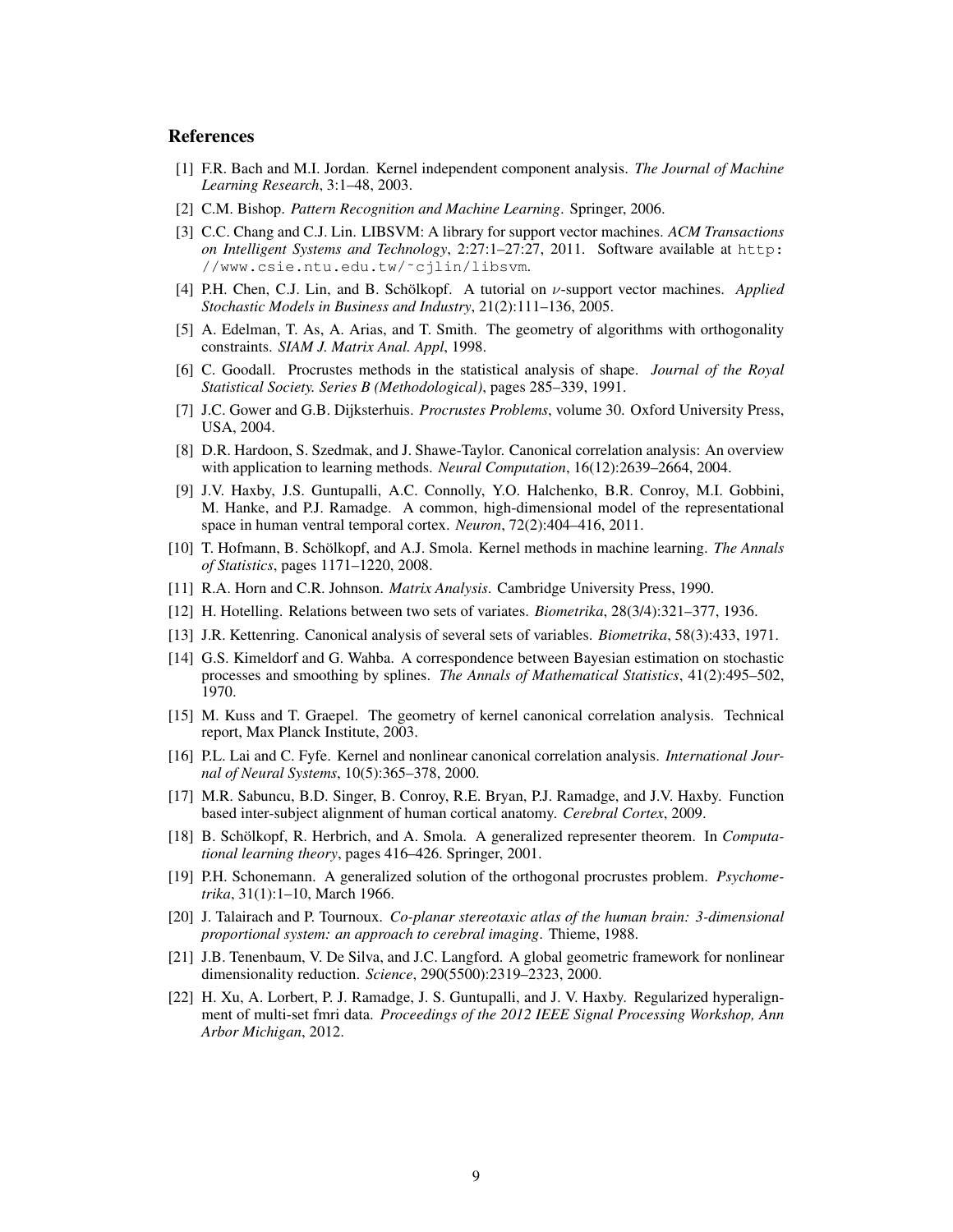## References

[1] F.R. Bach and M.I. Jordan. Kernel independent component analysis. *The Journal of Machine Learning Research*, 3:1–48, 2003.

[2] C.M. Bishop. *Pattern Recognition and Machine Learning*. Springer, 2006.

[3] C.C. Chang and C.J. Lin. LIBSVM: A library for support vector machines. *ACM Transactions on Intelligent Systems and Technology*, 2:27:1–27:27, 2011. Software available at `http://www.csie.ntu.edu.tw/~cjlin/libsvm`.

[4] P.H. Chen, C.J. Lin, and B. Schölkopf. A tutorial on $\nu$-support vector machines. *Applied Stochastic Models in Business and Industry*, 21(2):111–136, 2005.

[5] A. Edelman, T. As, A. Arias, and T. Smith. The geometry of algorithms with orthogonality constraints. *SIAM J. Matrix Anal. Appl*, 1998.

[6] C. Goodall. Procrustes methods in the statistical analysis of shape. *Journal of the Royal Statistical Society. Series B (Methodological)*, pages 285–339, 1991.

[7] J.C. Gower and G.B. Dijksterhuis. *Procrustes Problems*, volume 30. Oxford University Press, USA, 2004.

[8] D.R. Hardoon, S. Szedmak, and J. Shawe-Taylor. Canonical correlation analysis: An overview with application to learning methods. *Neural Computation*, 16(12):2639–2664, 2004.

[9] J.V. Haxby, J.S. Guntupalli, A.C. Connolly, Y.O. Halchenko, B.R. Conroy, M.I. Gobbini, M. Hanke, and P.J. Ramadge. A common, high-dimensional model of the representational space in human ventral temporal cortex. *Neuron*, 72(2):404–416, 2011.

[10] T. Hofmann, B. Schölkopf, and A.J. Smola. Kernel methods in machine learning. *The Annals of Statistics*, pages 1171–1220, 2008.

[11] R.A. Horn and C.R. Johnson. *Matrix Analysis*. Cambridge University Press, 1990.

[12] H. Hotelling. Relations between two sets of variates. *Biometrika*, 28(3/4):321–377, 1936.

[13] J.R. Kettenring. Canonical analysis of several sets of variables. *Biometrika*, 58(3):433, 1971.

[14] G.S. Kimeldorf and G. Wahba. A correspondence between Bayesian estimation on stochastic processes and smoothing by splines. *The Annals of Mathematical Statistics*, 41(2):495–502, 1970.

[15] M. Kuss and T. Graepel. The geometry of kernel canonical correlation analysis. Technical report, Max Planck Institute, 2003.

[16] P.L. Lai and C. Fyfe. Kernel and nonlinear canonical correlation analysis. *International Journal of Neural Systems*, 10(5):365–378, 2000.

[17] M.R. Sabuncu, B.D. Singer, B. Conroy, R.E. Bryan, P.J. Ramadge, and J.V. Haxby. Function based inter-subject alignment of human cortical anatomy. *Cerebral Cortex*, 2009.

[18] B. Schölkopf, R. Herbrich, and A. Smola. A generalized representer theorem. In *Computational learning theory*, pages 416–426. Springer, 2001.

[19] P.H. Schonemann. A generalized solution of the orthogonal procrustes problem. *Psychometrika*, 31(1):1–10, March 1966.

[20] J. Talairach and P. Tournoux. *Co-planar stereotaxic atlas of the human brain: 3-dimensional proportional system: an approach to cerebral imaging*. Thieme, 1988.

[21] J.B. Tenenbaum, V. De Silva, and J.C. Langford. A global geometric framework for nonlinear dimensionality reduction. *Science*, 290(5500):2319–2323, 2000.

[22] H. Xu, A. Lorbert, P. J. Ramadge, J. S. Guntupalli, and J. V. Haxby. Regularized hyperalignment of multi-set fmri data. *Proceedings of the 2012 IEEE Signal Processing Workshop, Ann Arbor Michigan*, 2012.